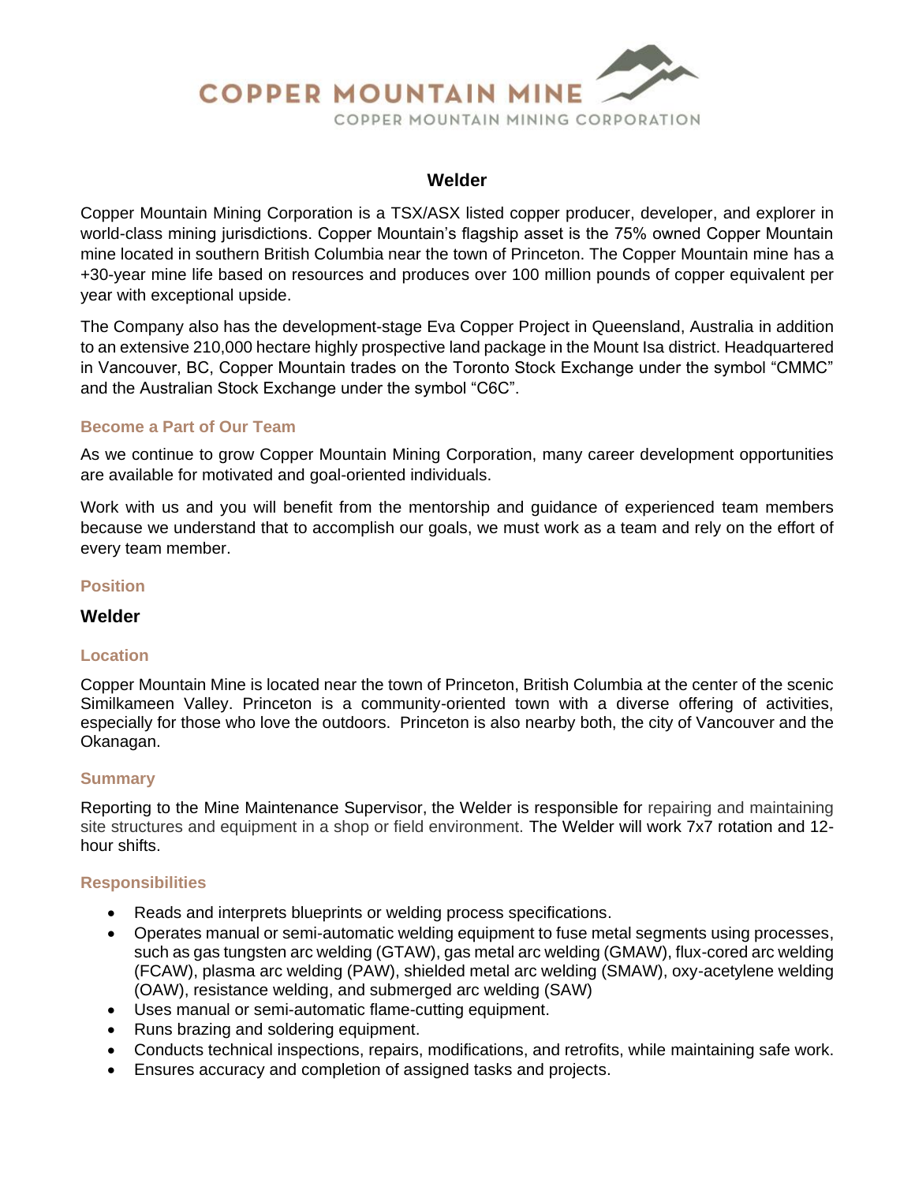# COPPER MOUNTAIN MINE

COPPER MOUNTAIN MINING CORPORATION

## Welder

Copper Mountain Mining Corporation is a TSX/ASX listed copper producer, developer, and explorer in world-class mining jurisdictions. Copper Mountain's flagship asset is the 75% owned Copper Mountain mine located in southern British Columbia near the town of Princeton. The Copper Mountain mine has a +30-year mine life based on resources and produces over 100 million pounds of copper equivalent per year with exceptional upside.

The Company also has the development-stage Eva Copper Project in Queensland, Australia in addition to an extensive 210,000 hectare highly prospective land package in the Mount Isa district. Headquartered in Vancouver, BC, Copper Mountain trades on the Toronto Stock Exchange under the symbol "CMMC" and the Australian Stock Exchange under the symbol "C6C".

### Become a Part of Our Team

As we continue to grow Copper Mountain Mining Corporation, many career development opportunities are available for motivated and goal-oriented individuals.

Work with us and you will benefit from the mentorship and guidance of experienced team members because we understand that to accomplish our goals, we must work as a team and rely on the effort of every team member.

### Position

**Welder**

### Location

Copper Mountain Mine is located near the town of Princeton, British Columbia at the center of the scenic Similkameen Valley. Princeton is a community-oriented town with a diverse offering of activities, especially for those who love the outdoors. Princeton is also nearby both, the city of Vancouver and the Okanagan.

### Summary

Reporting to the Mine Maintenance Supervisor, the Welder is responsible for repairing and maintaining site structures and equipment in a shop or field environment. The Welder will work 7x7 rotation and 12-hour shifts.

### Responsibilities

- Reads and interprets blueprints or welding process specifications.
- Operates manual or semi-automatic welding equipment to fuse metal segments using processes, such as gas tungsten arc welding (GTAW), gas metal arc welding (GMAW), flux-cored arc welding (FCAW), plasma arc welding (PAW), shielded metal arc welding (SMAW), oxy-acetylene welding (OAW), resistance welding, and submerged arc welding (SAW)
- Uses manual or semi-automatic flame-cutting equipment.
- Runs brazing and soldering equipment.
- Conducts technical inspections, repairs, modifications, and retrofits, while maintaining safe work.
- Ensures accuracy and completion of assigned tasks and projects.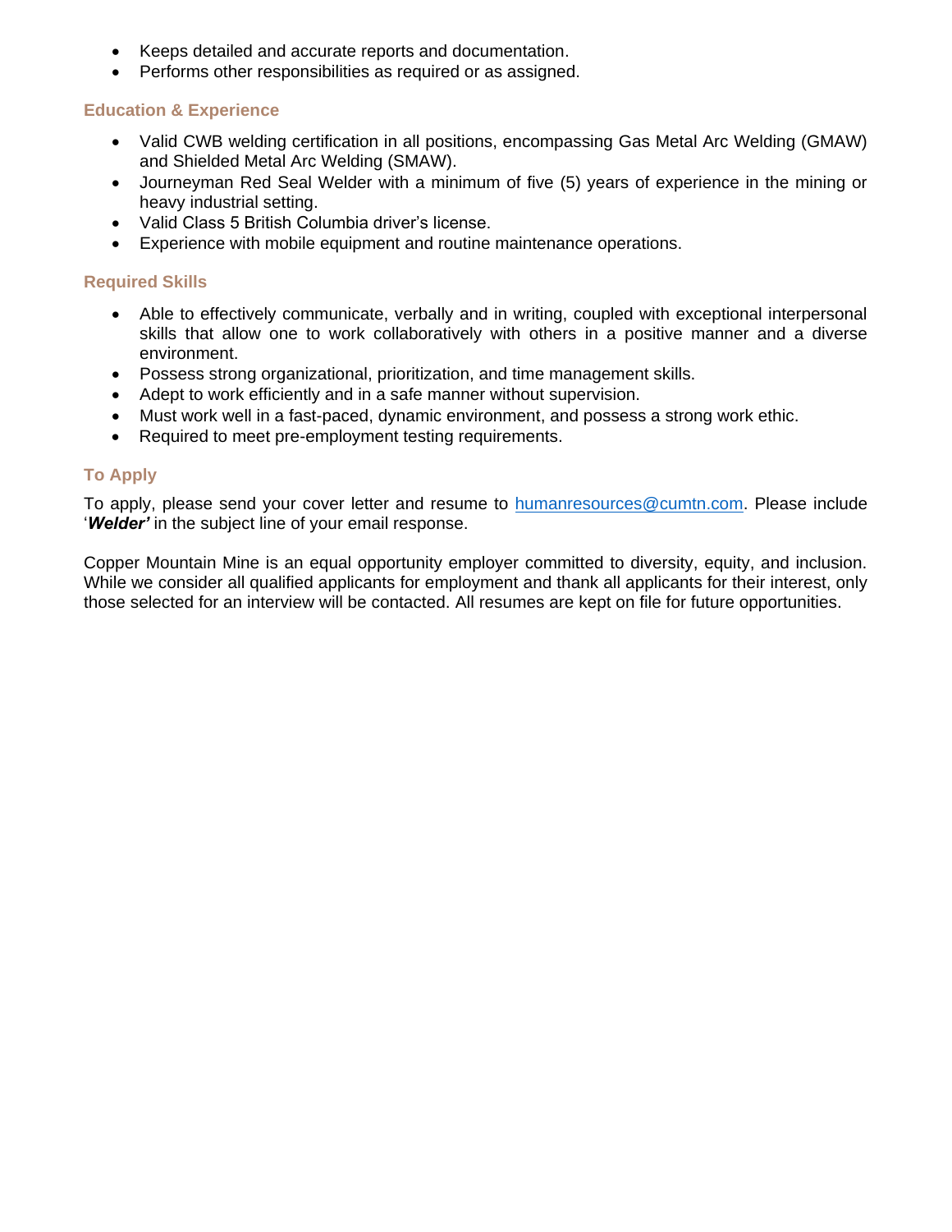- Keeps detailed and accurate reports and documentation.
- Performs other responsibilities as required or as assigned.

### Education & Experience

- Valid CWB welding certification in all positions, encompassing Gas Metal Arc Welding (GMAW) and Shielded Metal Arc Welding (SMAW).
- Journeyman Red Seal Welder with a minimum of five (5) years of experience in the mining or heavy industrial setting.
- Valid Class 5 British Columbia driver's license.
- Experience with mobile equipment and routine maintenance operations.

### Required Skills

- Able to effectively communicate, verbally and in writing, coupled with exceptional interpersonal skills that allow one to work collaboratively with others in a positive manner and a diverse environment.
- Possess strong organizational, prioritization, and time management skills.
- Adept to work efficiently and in a safe manner without supervision.
- Must work well in a fast-paced, dynamic environment, and possess a strong work ethic.
- Required to meet pre-employment testing requirements.

### To Apply

To apply, please send your cover letter and resume to humanresources@cumtn.com. Please include '***Welder'*** in the subject line of your email response.

Copper Mountain Mine is an equal opportunity employer committed to diversity, equity, and inclusion. While we consider all qualified applicants for employment and thank all applicants for their interest, only those selected for an interview will be contacted. All resumes are kept on file for future opportunities.